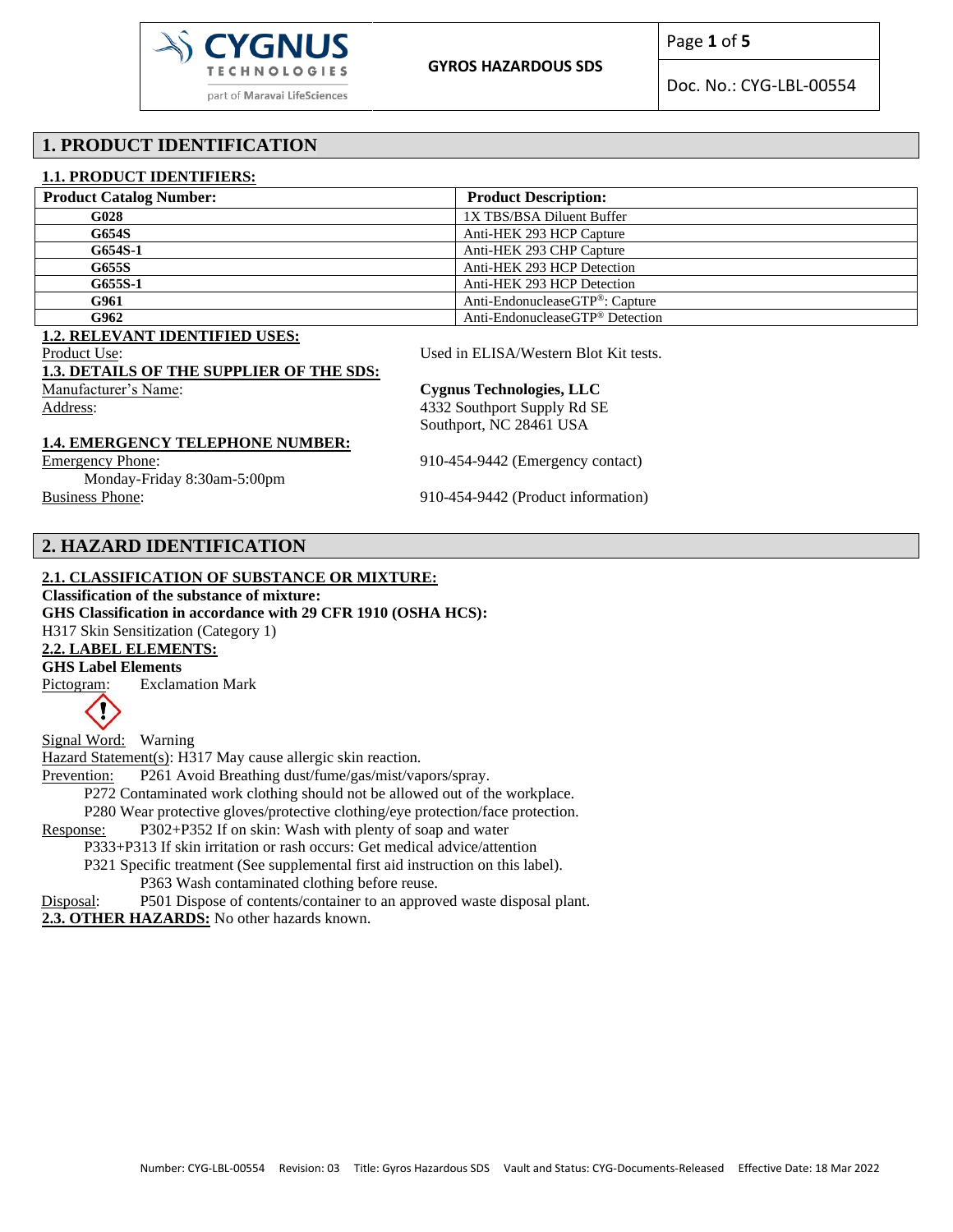# 1. PRODUCT IDENTIFICATION

## 1.1. PRODUCT IDENTIFIERS:

| Product Catalog Number: | Product Description: |
|---|---|
| G028 | 1X TBS/BSA Diluent Buffer |
| G654S | Anti-HEK 293 HCP Capture |
| G654S-1 | Anti-HEK 293 CHP Capture |
| G655S | Anti-HEK 293 HCP Detection |
| G655S-1 | Anti-HEK 293 HCP Detection |
| G961 | Anti-EndonucleaseGTP®: Capture |
| G962 | Anti-EndonucleaseGTP® Detection |

## 1.2. RELEVANT IDENTIFIED USES:

Product Use: Used in ELISA/Western Blot Kit tests.

## 1.3. DETAILS OF THE SUPPLIER OF THE SDS:

Manufacturer's Name: **Cygnus Technologies, LLC**

Address: 4332 Southport Supply Rd SE
Southport, NC 28461 USA

## 1.4. EMERGENCY TELEPHONE NUMBER:

Emergency Phone: 910-454-9442 (Emergency contact)
Monday-Friday 8:30am-5:00pm

Business Phone: 910-454-9442 (Product information)

# 2. HAZARD IDENTIFICATION

## 2.1. CLASSIFICATION OF SUBSTANCE OR MIXTURE:

**Classification of the substance of mixture:**

**GHS Classification in accordance with 29 CFR 1910 (OSHA HCS):**

H317 Skin Sensitization (Category 1)

## 2.2. LABEL ELEMENTS:

**GHS Label Elements**

Pictogram: Exclamation Mark

Signal Word: Warning

Hazard Statement(s): H317 May cause allergic skin reaction.

Prevention: P261 Avoid Breathing dust/fume/gas/mist/vapors/spray.
P272 Contaminated work clothing should not be allowed out of the workplace.
P280 Wear protective gloves/protective clothing/eye protection/face protection.

Response: P302+P352 If on skin: Wash with plenty of soap and water
P333+P313 If skin irritation or rash occurs: Get medical advice/attention
P321 Specific treatment (See supplemental first aid instruction on this label).
P363 Wash contaminated clothing before reuse.

Disposal: P501 Dispose of contents/container to an approved waste disposal plant.

**2.3. OTHER HAZARDS:** No other hazards known.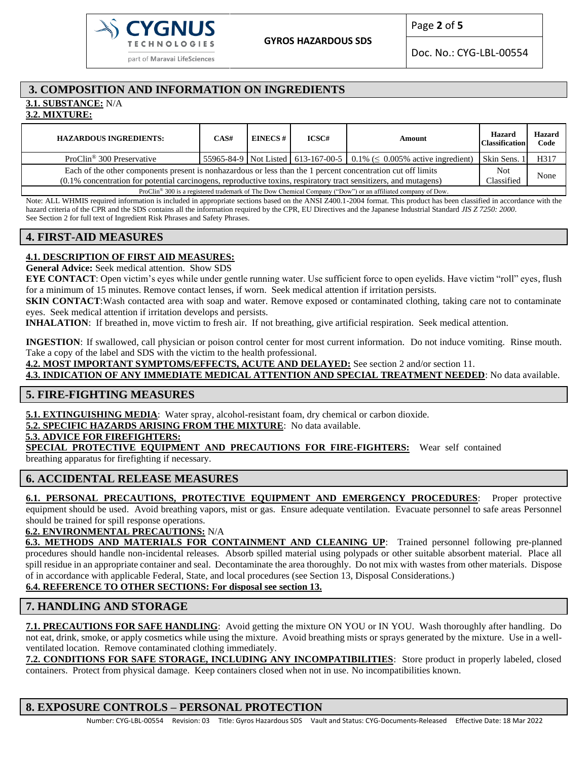## 3. COMPOSITION AND INFORMATION ON INGREDIENTS

**3.1. SUBSTANCE:** N/A

**3.2. MIXTURE:**

| HAZARDOUS INGREDIENTS: | CAS# | EINECS # | ICSC# | Amount | Hazard Classification | Hazard Code |
|---|---|---|---|---|---|---|
| ProClin® 300 Preservative | 55965-84-9 | Not Listed | 613-167-00-5 | 0.1% (≤ 0.005% active ingredient) | Skin Sens. 1 | H317 |
| Each of the other components present is nonhazardous or less than the 1 percent concentration cut off limits (0.1% concentration for potential carcinogens, reproductive toxins, respiratory tract sensitizers, and mutagens) | | | | | Not Classified | None |
| ProClin® 300 is a registered trademark of The Dow Chemical Company ("Dow") or an affiliated company of Dow. | | | | | | |

Note: ALL WHMIS required information is included in appropriate sections based on the ANSI Z400.1-2004 format. This product has been classified in accordance with the hazard criteria of the CPR and the SDS contains all the information required by the CPR, EU Directives and the Japanese Industrial Standard *JIS Z 7250: 2000*. See Section 2 for full text of Ingredient Risk Phrases and Safety Phrases.

## 4. FIRST-AID MEASURES

**4.1. DESCRIPTION OF FIRST AID MEASURES:**

**General Advice:** Seek medical attention. Show SDS

**EYE CONTACT**: Open victim's eyes while under gentle running water. Use sufficient force to open eyelids. Have victim "roll" eyes, flush for a minimum of 15 minutes. Remove contact lenses, if worn. Seek medical attention if irritation persists.

**SKIN CONTACT**:Wash contacted area with soap and water. Remove exposed or contaminated clothing, taking care not to contaminate eyes. Seek medical attention if irritation develops and persists.

**INHALATION**: If breathed in, move victim to fresh air. If not breathing, give artificial respiration. Seek medical attention.

**INGESTION**: If swallowed, call physician or poison control center for most current information. Do not induce vomiting. Rinse mouth. Take a copy of the label and SDS with the victim to the health professional.

**4.2. MOST IMPORTANT SYMPTOMS/EFFECTS, ACUTE AND DELAYED:** See section 2 and/or section 11.

**4.3. INDICATION OF ANY IMMEDIATE MEDICAL ATTENTION AND SPECIAL TREATMENT NEEDED**: No data available.

## 5. FIRE-FIGHTING MEASURES

**5.1. EXTINGUISHING MEDIA**: Water spray, alcohol-resistant foam, dry chemical or carbon dioxide.

**5.2. SPECIFIC HAZARDS ARISING FROM THE MIXTURE**: No data available.

**5.3. ADVICE FOR FIREFIGHTERS:**

**SPECIAL PROTECTIVE EQUIPMENT AND PRECAUTIONS FOR FIRE-FIGHTERS:** Wear self contained breathing apparatus for firefighting if necessary.

## 6. ACCIDENTAL RELEASE MEASURES

**6.1. PERSONAL PRECAUTIONS, PROTECTIVE EQUIPMENT AND EMERGENCY PROCEDURES**: Proper protective equipment should be used. Avoid breathing vapors, mist or gas. Ensure adequate ventilation. Evacuate personnel to safe areas Personnel should be trained for spill response operations.

**6.2. ENVIRONMENTAL PRECAUTIONS:** N/A

**6.3. METHODS AND MATERIALS FOR CONTAINMENT AND CLEANING UP**: Trained personnel following pre-planned procedures should handle non-incidental releases. Absorb spilled material using polypads or other suitable absorbent material. Place all spill residue in an appropriate container and seal. Decontaminate the area thoroughly. Do not mix with wastes from other materials. Dispose of in accordance with applicable Federal, State, and local procedures (see Section 13, Disposal Considerations.)

**6.4. REFERENCE TO OTHER SECTIONS: For disposal see section 13.**

## 7. HANDLING AND STORAGE

**7.1. PRECAUTIONS FOR SAFE HANDLING**: Avoid getting the mixture ON YOU or IN YOU. Wash thoroughly after handling. Do not eat, drink, smoke, or apply cosmetics while using the mixture. Avoid breathing mists or sprays generated by the mixture. Use in a well-ventilated location. Remove contaminated clothing immediately.

**7.2. CONDITIONS FOR SAFE STORAGE, INCLUDING ANY INCOMPATIBILITIES**: Store product in properly labeled, closed containers. Protect from physical damage. Keep containers closed when not in use. No incompatibilities known.

## 8. EXPOSURE CONTROLS – PERSONAL PROTECTION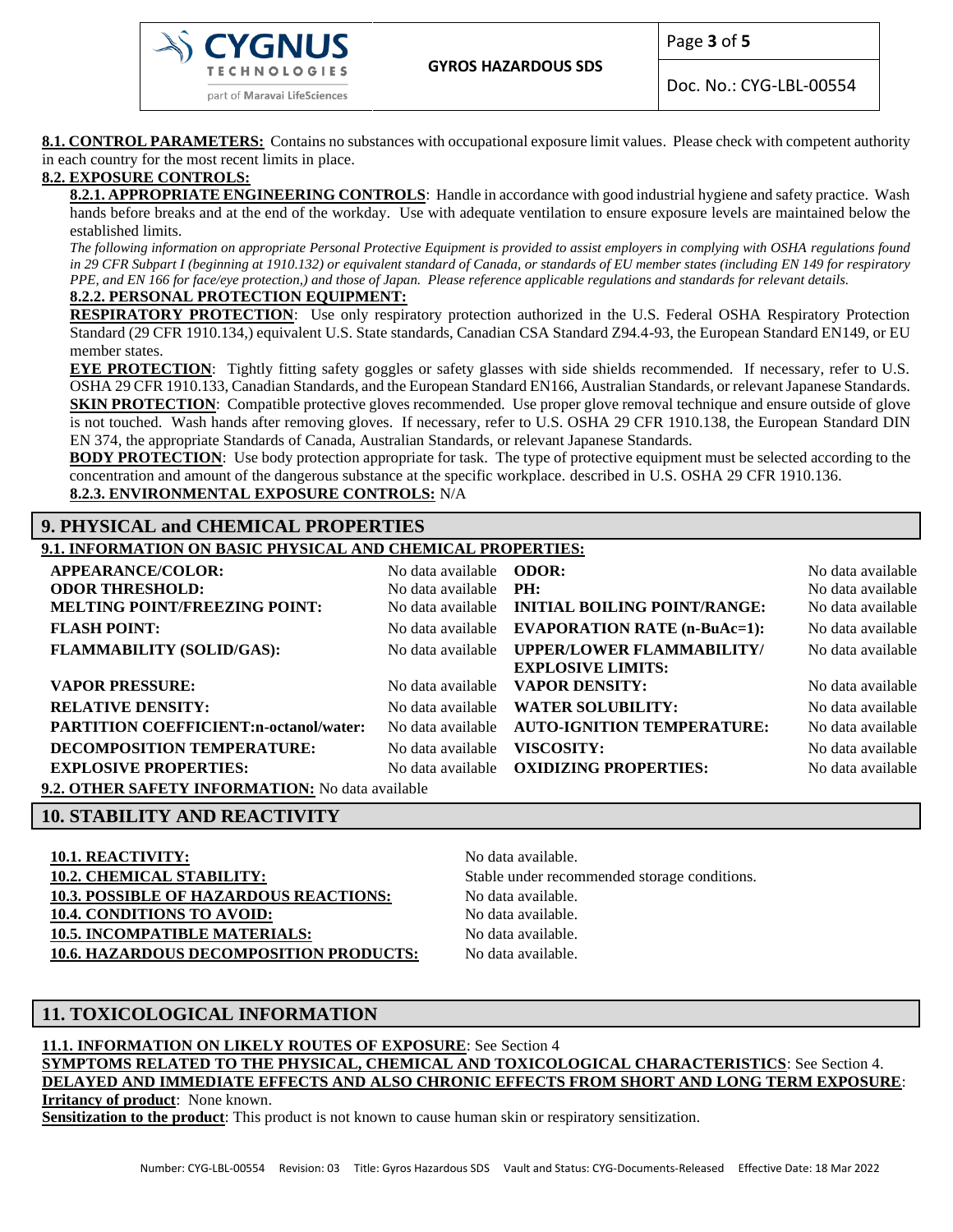**8.1. CONTROL PARAMETERS:** Contains no substances with occupational exposure limit values. Please check with competent authority in each country for the most recent limits in place.

**8.2. EXPOSURE CONTROLS:**

**8.2.1. APPROPRIATE ENGINEERING CONTROLS**: Handle in accordance with good industrial hygiene and safety practice. Wash hands before breaks and at the end of the workday. Use with adequate ventilation to ensure exposure levels are maintained below the established limits.

*The following information on appropriate Personal Protective Equipment is provided to assist employers in complying with OSHA regulations found in 29 CFR Subpart I (beginning at 1910.132) or equivalent standard of Canada, or standards of EU member states (including EN 149 for respiratory PPE, and EN 166 for face/eye protection,) and those of Japan. Please reference applicable regulations and standards for relevant details.*

**8.2.2. PERSONAL PROTECTION EQUIPMENT:**

**RESPIRATORY PROTECTION**: Use only respiratory protection authorized in the U.S. Federal OSHA Respiratory Protection Standard (29 CFR 1910.134,) equivalent U.S. State standards, Canadian CSA Standard Z94.4-93, the European Standard EN149, or EU member states.

**EYE PROTECTION**: Tightly fitting safety goggles or safety glasses with side shields recommended. If necessary, refer to U.S. OSHA 29 CFR 1910.133, Canadian Standards, and the European Standard EN166, Australian Standards, or relevant Japanese Standards.

**SKIN PROTECTION**: Compatible protective gloves recommended. Use proper glove removal technique and ensure outside of glove is not touched. Wash hands after removing gloves. If necessary, refer to U.S. OSHA 29 CFR 1910.138, the European Standard DIN EN 374, the appropriate Standards of Canada, Australian Standards, or relevant Japanese Standards.

**BODY PROTECTION**: Use body protection appropriate for task. The type of protective equipment must be selected according to the concentration and amount of the dangerous substance at the specific workplace. described in U.S. OSHA 29 CFR 1910.136.

**8.2.3. ENVIRONMENTAL EXPOSURE CONTROLS:** N/A

## 9. PHYSICAL and CHEMICAL PROPERTIES

**9.1. INFORMATION ON BASIC PHYSICAL AND CHEMICAL PROPERTIES:**

| Property | Value | Property | Value |
|---|---|---|---|
| **APPEARANCE/COLOR:** | No data available | **ODOR:** | No data available |
| **ODOR THRESHOLD:** | No data available | **PH:** | No data available |
| **MELTING POINT/FREEZING POINT:** | No data available | **INITIAL BOILING POINT/RANGE:** | No data available |
| **FLASH POINT:** | No data available | **EVAPORATION RATE (n-BuAc=1):** | No data available |
| **FLAMMABILITY (SOLID/GAS):** | No data available | **UPPER/LOWER FLAMMABILITY/ EXPLOSIVE LIMITS:** | No data available |
| **VAPOR PRESSURE:** | No data available | **VAPOR DENSITY:** | No data available |
| **RELATIVE DENSITY:** | No data available | **WATER SOLUBILITY:** | No data available |
| **PARTITION COEFFICIENT:n-octanol/water:** | No data available | **AUTO-IGNITION TEMPERATURE:** | No data available |
| **DECOMPOSITION TEMPERATURE:** | No data available | **VISCOSITY:** | No data available |
| **EXPLOSIVE PROPERTIES:** | No data available | **OXIDIZING PROPERTIES:** | No data available |

**9.2. OTHER SAFETY INFORMATION:** No data available

## 10. STABILITY AND REACTIVITY

| | |
|---|---|
| **10.1. REACTIVITY:** | No data available. |
| **10.2. CHEMICAL STABILITY:** | Stable under recommended storage conditions. |
| **10.3. POSSIBLE OF HAZARDOUS REACTIONS:** | No data available. |
| **10.4. CONDITIONS TO AVOID:** | No data available. |
| **10.5. INCOMPATIBLE MATERIALS:** | No data available. |
| **10.6. HAZARDOUS DECOMPOSITION PRODUCTS:** | No data available. |

## 11. TOXICOLOGICAL INFORMATION

**11.1. INFORMATION ON LIKELY ROUTES OF EXPOSURE**: See Section 4

**SYMPTOMS RELATED TO THE PHYSICAL, CHEMICAL AND TOXICOLOGICAL CHARACTERISTICS**: See Section 4.

**DELAYED AND IMMEDIATE EFFECTS AND ALSO CHRONIC EFFECTS FROM SHORT AND LONG TERM EXPOSURE**:

**Irritancy of product**: None known.

**Sensitization to the product**: This product is not known to cause human skin or respiratory sensitization.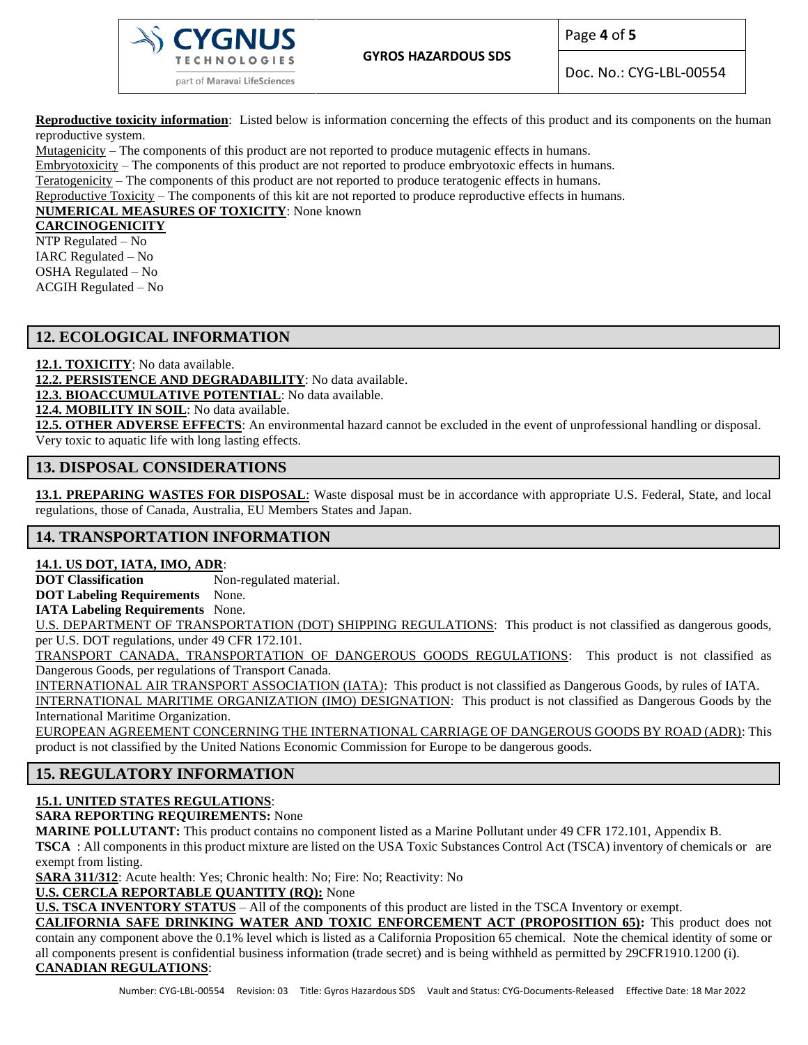**Reproductive toxicity information**: Listed below is information concerning the effects of this product and its components on the human reproductive system.

Mutagenicity – The components of this product are not reported to produce mutagenic effects in humans.

Embryotoxicity – The components of this product are not reported to produce embryotoxic effects in humans.

Teratogenicity – The components of this product are not reported to produce teratogenic effects in humans.

Reproductive Toxicity – The components of this kit are not reported to produce reproductive effects in humans.

**NUMERICAL MEASURES OF TOXICITY**: None known

**CARCINOGENICITY**

NTP Regulated – No
IARC Regulated – No
OSHA Regulated – No
ACGIH Regulated – No

## 12. ECOLOGICAL INFORMATION

**12.1. TOXICITY**: No data available.

**12.2. PERSISTENCE AND DEGRADABILITY**: No data available.

**12.3. BIOACCUMULATIVE POTENTIAL**: No data available.

**12.4. MOBILITY IN SOIL**: No data available.

**12.5. OTHER ADVERSE EFFECTS**: An environmental hazard cannot be excluded in the event of unprofessional handling or disposal. Very toxic to aquatic life with long lasting effects.

## 13. DISPOSAL CONSIDERATIONS

**13.1. PREPARING WASTES FOR DISPOSAL**: Waste disposal must be in accordance with appropriate U.S. Federal, State, and local regulations, those of Canada, Australia, EU Members States and Japan.

## 14. TRANSPORTATION INFORMATION

**14.1. US DOT, IATA, IMO, ADR**:

**DOT Classification** Non-regulated material.

**DOT Labeling Requirements** None.

**IATA Labeling Requirements** None.

U.S. DEPARTMENT OF TRANSPORTATION (DOT) SHIPPING REGULATIONS: This product is not classified as dangerous goods, per U.S. DOT regulations, under 49 CFR 172.101.

TRANSPORT CANADA, TRANSPORTATION OF DANGEROUS GOODS REGULATIONS: This product is not classified as Dangerous Goods, per regulations of Transport Canada.

INTERNATIONAL AIR TRANSPORT ASSOCIATION (IATA): This product is not classified as Dangerous Goods, by rules of IATA.

INTERNATIONAL MARITIME ORGANIZATION (IMO) DESIGNATION: This product is not classified as Dangerous Goods by the International Maritime Organization.

EUROPEAN AGREEMENT CONCERNING THE INTERNATIONAL CARRIAGE OF DANGEROUS GOODS BY ROAD (ADR): This product is not classified by the United Nations Economic Commission for Europe to be dangerous goods.

## 15. REGULATORY INFORMATION

**15.1. UNITED STATES REGULATIONS**:

**SARA REPORTING REQUIREMENTS:** None

**MARINE POLLUTANT:** This product contains no component listed as a Marine Pollutant under 49 CFR 172.101, Appendix B.

**TSCA** : All components in this product mixture are listed on the USA Toxic Substances Control Act (TSCA) inventory of chemicals or are exempt from listing.

**SARA 311/312**: Acute health: Yes; Chronic health: No; Fire: No; Reactivity: No

**U.S. CERCLA REPORTABLE QUANTITY (RQ):** None

**U.S. TSCA INVENTORY STATUS** – All of the components of this product are listed in the TSCA Inventory or exempt.

**CALIFORNIA SAFE DRINKING WATER AND TOXIC ENFORCEMENT ACT (PROPOSITION 65):** This product does not contain any component above the 0.1% level which is listed as a California Proposition 65 chemical. Note the chemical identity of some or all components present is confidential business information (trade secret) and is being withheld as permitted by 29CFR1910.1200 (i).

**CANADIAN REGULATIONS**: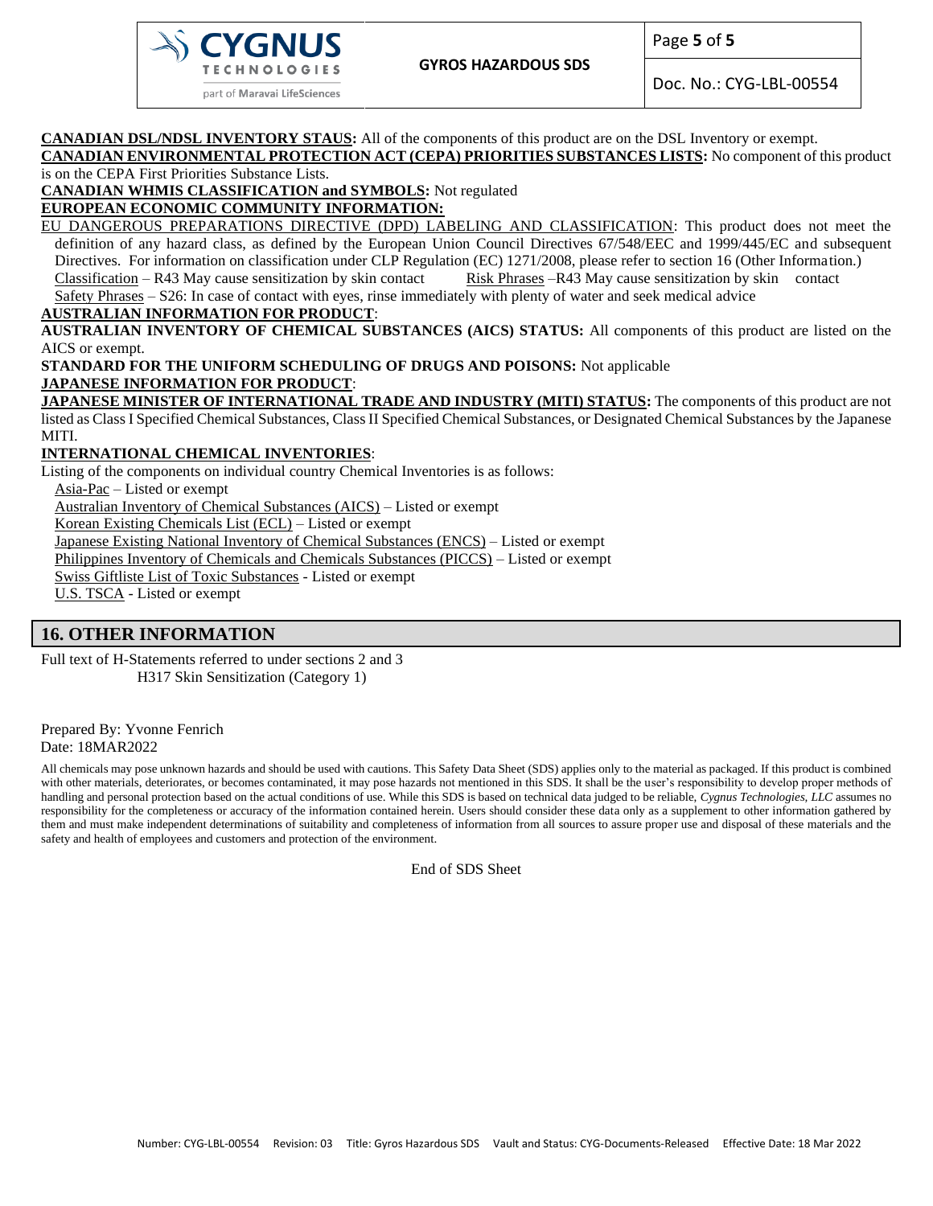**CANADIAN DSL/NDSL INVENTORY STAUS:** All of the components of this product are on the DSL Inventory or exempt.

**CANADIAN ENVIRONMENTAL PROTECTION ACT (CEPA) PRIORITIES SUBSTANCES LISTS:** No component of this product is on the CEPA First Priorities Substance Lists.

**CANADIAN WHMIS CLASSIFICATION and SYMBOLS:** Not regulated

**EUROPEAN ECONOMIC COMMUNITY INFORMATION:**

EU DANGEROUS PREPARATIONS DIRECTIVE (DPD) LABELING AND CLASSIFICATION: This product does not meet the definition of any hazard class, as defined by the European Union Council Directives 67/548/EEC and 1999/445/EC and subsequent Directives. For information on classification under CLP Regulation (EC) 1271/2008, please refer to section 16 (Other Information.)

Classification – R43 May cause sensitization by skin contact Risk Phrases –R43 May cause sensitization by skin contact

Safety Phrases – S26: In case of contact with eyes, rinse immediately with plenty of water and seek medical advice

**AUSTRALIAN INFORMATION FOR PRODUCT**:

**AUSTRALIAN INVENTORY OF CHEMICAL SUBSTANCES (AICS) STATUS:** All components of this product are listed on the AICS or exempt.

**STANDARD FOR THE UNIFORM SCHEDULING OF DRUGS AND POISONS:** Not applicable

**JAPANESE INFORMATION FOR PRODUCT**:

**JAPANESE MINISTER OF INTERNATIONAL TRADE AND INDUSTRY (MITI) STATUS:** The components of this product are not listed as Class I Specified Chemical Substances, Class II Specified Chemical Substances, or Designated Chemical Substances by the Japanese MITI.

**INTERNATIONAL CHEMICAL INVENTORIES**:

Listing of the components on individual country Chemical Inventories is as follows:

Asia-Pac – Listed or exempt
Australian Inventory of Chemical Substances (AICS) – Listed or exempt
Korean Existing Chemicals List (ECL) – Listed or exempt
Japanese Existing National Inventory of Chemical Substances (ENCS) – Listed or exempt
Philippines Inventory of Chemicals and Chemicals Substances (PICCS) – Listed or exempt
Swiss Giftliste List of Toxic Substances - Listed or exempt
U.S. TSCA - Listed or exempt

## 16. OTHER INFORMATION

Full text of H-Statements referred to under sections 2 and 3

H317 Skin Sensitization (Category 1)

Prepared By: Yvonne Fenrich
Date: 18MAR2022

All chemicals may pose unknown hazards and should be used with cautions. This Safety Data Sheet (SDS) applies only to the material as packaged. If this product is combined with other materials, deteriorates, or becomes contaminated, it may pose hazards not mentioned in this SDS. It shall be the user's responsibility to develop proper methods of handling and personal protection based on the actual conditions of use. While this SDS is based on technical data judged to be reliable, *Cygnus Technologies, LLC* assumes no responsibility for the completeness or accuracy of the information contained herein. Users should consider these data only as a supplement to other information gathered by them and must make independent determinations of suitability and completeness of information from all sources to assure proper use and disposal of these materials and the safety and health of employees and customers and protection of the environment.

End of SDS Sheet